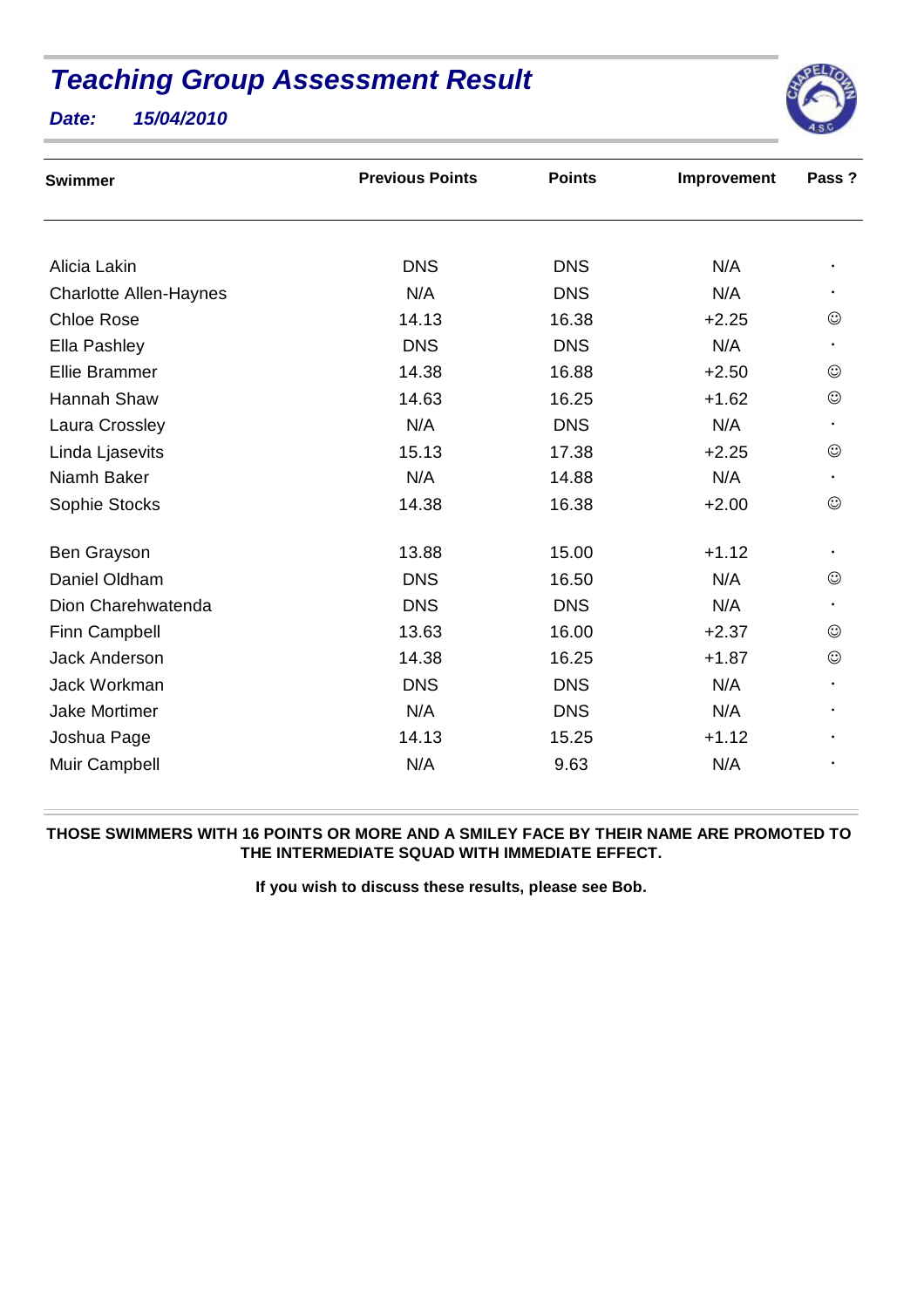# *Teaching Group Assessment Result*

***Date: 15/04/2010***

| Swimmer | Previous Points | Points | Improvement | Pass ? |
|---|---|---|---|---|
| Alicia Lakin | DNS | DNS | N/A | · |
| Charlotte Allen-Haynes | N/A | DNS | N/A | · |
| Chloe Rose | 14.13 | 16.38 | +2.25 | ☺ |
| Ella Pashley | DNS | DNS | N/A | · |
| Ellie Brammer | 14.38 | 16.88 | +2.50 | ☺ |
| Hannah Shaw | 14.63 | 16.25 | +1.62 | ☺ |
| Laura Crossley | N/A | DNS | N/A | · |
| Linda Ljasevits | 15.13 | 17.38 | +2.25 | ☺ |
| Niamh Baker | N/A | 14.88 | N/A | · |
| Sophie Stocks | 14.38 | 16.38 | +2.00 | ☺ |
| Ben Grayson | 13.88 | 15.00 | +1.12 | · |
| Daniel Oldham | DNS | 16.50 | N/A | ☺ |
| Dion Charehwatenda | DNS | DNS | N/A | · |
| Finn Campbell | 13.63 | 16.00 | +2.37 | ☺ |
| Jack Anderson | 14.38 | 16.25 | +1.87 | ☺ |
| Jack Workman | DNS | DNS | N/A | · |
| Jake Mortimer | N/A | DNS | N/A | · |
| Joshua Page | 14.13 | 15.25 | +1.12 | · |
| Muir Campbell | N/A | 9.63 | N/A | · |

**THOSE SWIMMERS WITH 16 POINTS OR MORE AND A SMILEY FACE BY THEIR NAME ARE PROMOTED TO THE INTERMEDIATE SQUAD WITH IMMEDIATE EFFECT.**

**If you wish to discuss these results, please see Bob.**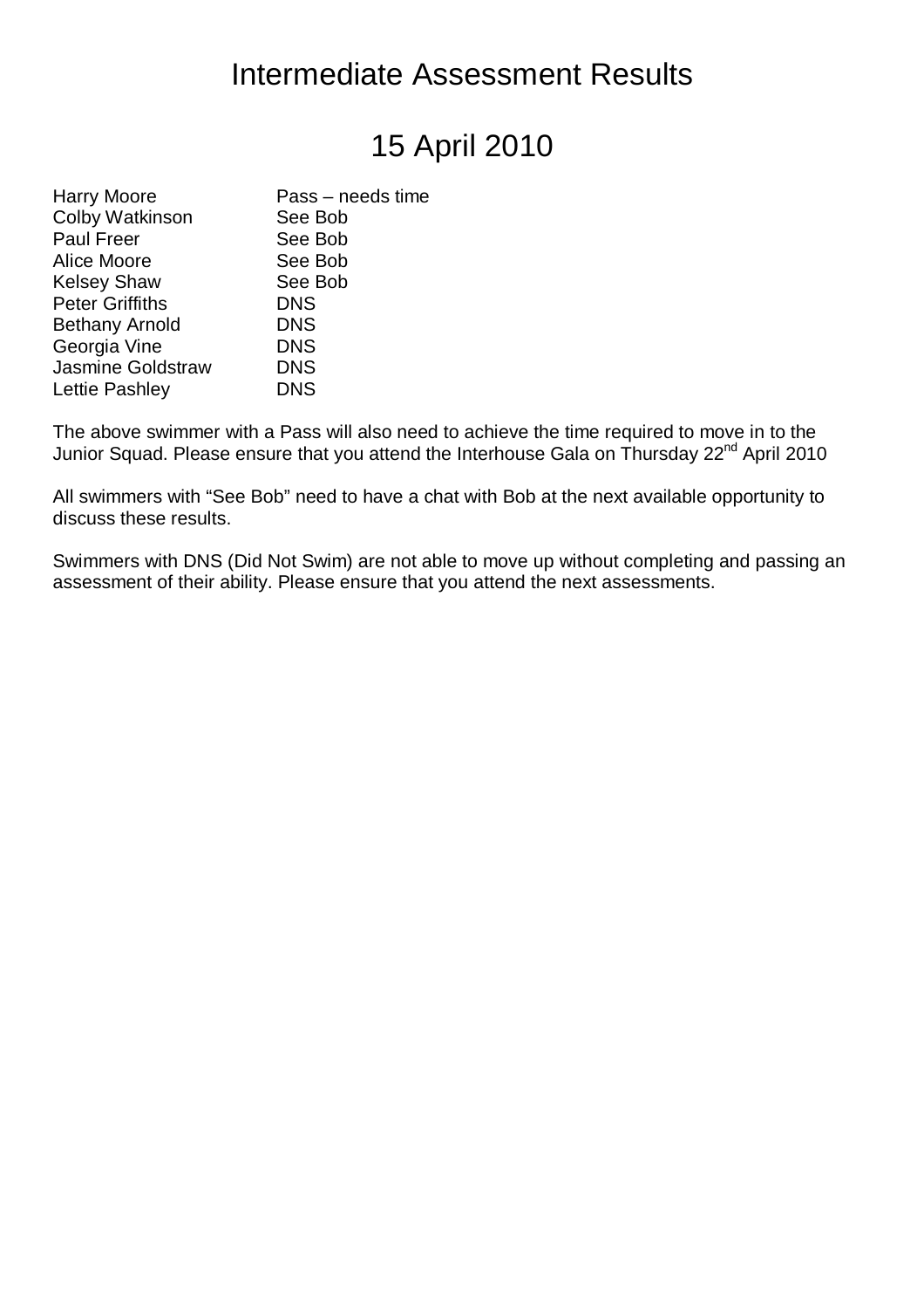# Intermediate Assessment Results

# 15 April 2010

| | |
|---|---|
| Harry Moore | Pass – needs time |
| Colby Watkinson | See Bob |
| Paul Freer | See Bob |
| Alice Moore | See Bob |
| Kelsey Shaw | See Bob |
| Peter Griffiths | DNS |
| Bethany Arnold | DNS |
| Georgia Vine | DNS |
| Jasmine Goldstraw | DNS |
| Lettie Pashley | DNS |

The above swimmer with a Pass will also need to achieve the time required to move in to the Junior Squad. Please ensure that you attend the Interhouse Gala on Thursday 22nd April 2010

All swimmers with “See Bob” need to have a chat with Bob at the next available opportunity to discuss these results.

Swimmers with DNS (Did Not Swim) are not able to move up without completing and passing an assessment of their ability. Please ensure that you attend the next assessments.